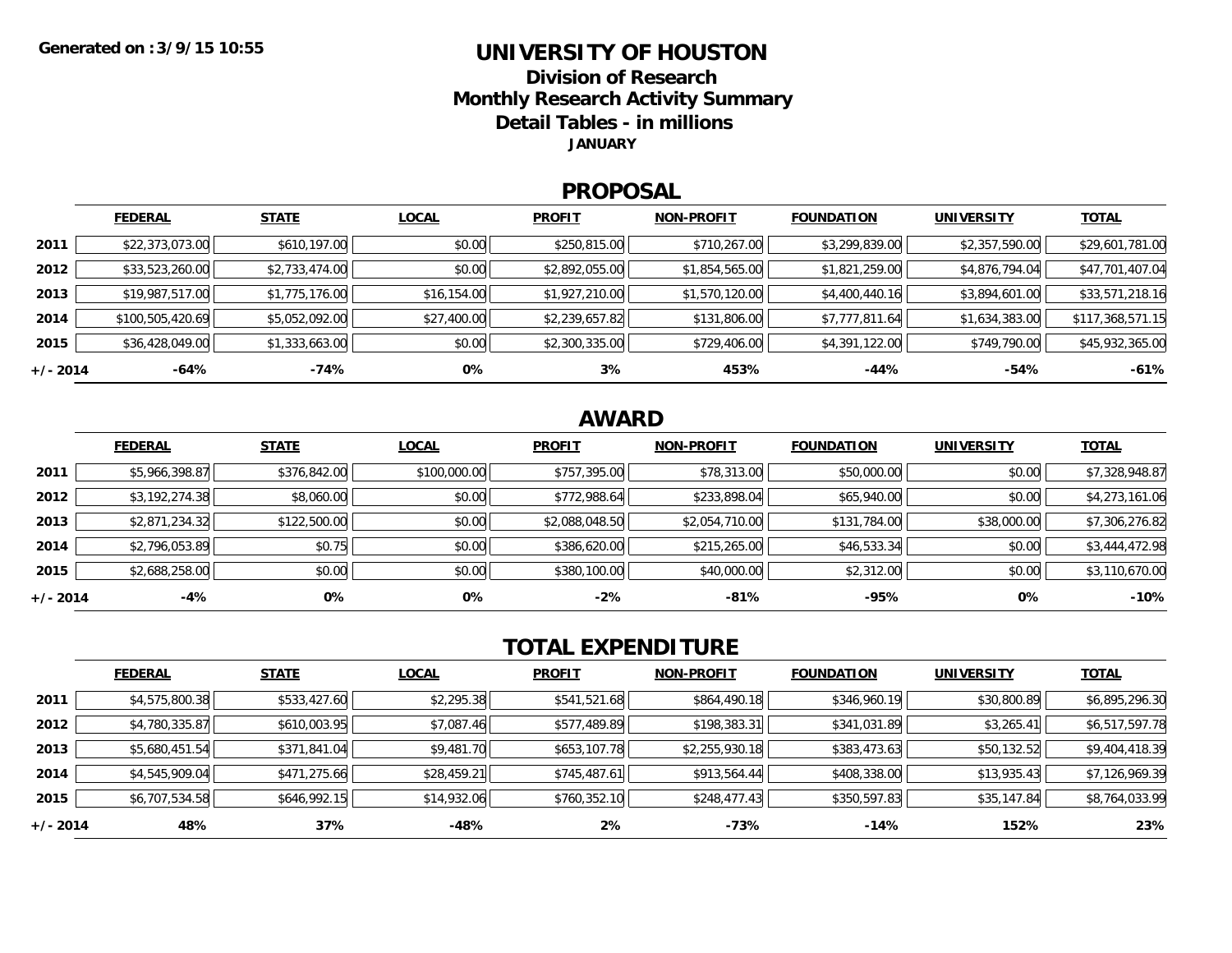Generated on :3/9/15 10:55

# UNIVERSITY OF HOUSTON

## Division of Research
## Monthly Research Activity Summary
## Detail Tables - in millions

**JANUARY**

## PROPOSAL

| | FEDERAL | STATE | LOCAL | PROFIT | NON-PROFIT | FOUNDATION | UNIVERSITY | TOTAL |
|---|---|---|---|---|---|---|---|---|
| 2011 | $22,373,073.00 | $610,197.00 | $0.00 | $250,815.00 | $710,267.00 | $3,299,839.00 | $2,357,590.00 | $29,601,781.00 |
| 2012 | $33,523,260.00 | $2,733,474.00 | $0.00 | $2,892,055.00 | $1,854,565.00 | $1,821,259.00 | $4,876,794.04 | $47,701,407.04 |
| 2013 | $19,987,517.00 | $1,775,176.00 | $16,154.00 | $1,927,210.00 | $1,570,120.00 | $4,400,440.16 | $3,894,601.00 | $33,571,218.16 |
| 2014 | $100,505,420.69 | $5,052,092.00 | $27,400.00 | $2,239,657.82 | $131,806.00 | $7,777,811.64 | $1,634,383.00 | $117,368,571.15 |
| 2015 | $36,428,049.00 | $1,333,663.00 | $0.00 | $2,300,335.00 | $729,406.00 | $4,391,122.00 | $749,790.00 | $45,932,365.00 |
| +/- 2014 | -64% | -74% | 0% | 3% | 453% | -44% | -54% | -61% |

## AWARD

| | FEDERAL | STATE | LOCAL | PROFIT | NON-PROFIT | FOUNDATION | UNIVERSITY | TOTAL |
|---|---|---|---|---|---|---|---|---|
| 2011 | $5,966,398.87 | $376,842.00 | $100,000.00 | $757,395.00 | $78,313.00 | $50,000.00 | $0.00 | $7,328,948.87 |
| 2012 | $3,192,274.38 | $8,060.00 | $0.00 | $772,988.64 | $233,898.04 | $65,940.00 | $0.00 | $4,273,161.06 |
| 2013 | $2,871,234.32 | $122,500.00 | $0.00 | $2,088,048.50 | $2,054,710.00 | $131,784.00 | $38,000.00 | $7,306,276.82 |
| 2014 | $2,796,053.89 | $0.75 | $0.00 | $386,620.00 | $215,265.00 | $46,533.34 | $0.00 | $3,444,472.98 |
| 2015 | $2,688,258.00 | $0.00 | $0.00 | $380,100.00 | $40,000.00 | $2,312.00 | $0.00 | $3,110,670.00 |
| +/- 2014 | -4% | 0% | 0% | -2% | -81% | -95% | 0% | -10% |

## TOTAL EXPENDITURE

| | FEDERAL | STATE | LOCAL | PROFIT | NON-PROFIT | FOUNDATION | UNIVERSITY | TOTAL |
|---|---|---|---|---|---|---|---|---|
| 2011 | $4,575,800.38 | $533,427.60 | $2,295.38 | $541,521.68 | $864,490.18 | $346,960.19 | $30,800.89 | $6,895,296.30 |
| 2012 | $4,780,335.87 | $610,003.95 | $7,087.46 | $577,489.89 | $198,383.31 | $341,031.89 | $3,265.41 | $6,517,597.78 |
| 2013 | $5,680,451.54 | $371,841.04 | $9,481.70 | $653,107.78 | $2,255,930.18 | $383,473.63 | $50,132.52 | $9,404,418.39 |
| 2014 | $4,545,909.04 | $471,275.66 | $28,459.21 | $745,487.61 | $913,564.44 | $408,338.00 | $13,935.43 | $7,126,969.39 |
| 2015 | $6,707,534.58 | $646,992.15 | $14,932.06 | $760,352.10 | $248,477.43 | $350,597.83 | $35,147.84 | $8,764,033.99 |
| +/- 2014 | 48% | 37% | -48% | 2% | -73% | -14% | 152% | 23% |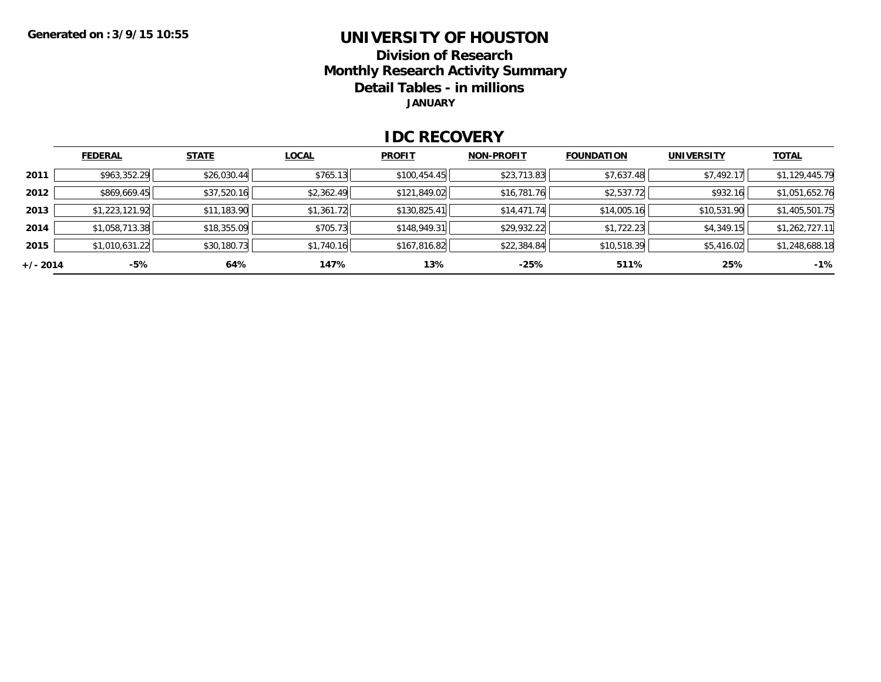Generated on :3/9/15 10:55

# UNIVERSITY OF HOUSTON

## Division of Research

## Monthly Research Activity Summary

## Detail Tables - in millions

**JANUARY**

## IDC RECOVERY

| | FEDERAL | STATE | LOCAL | PROFIT | NON-PROFIT | FOUNDATION | UNIVERSITY | TOTAL |
|---|---|---|---|---|---|---|---|---|
| **2011** | $963,352.29 | $26,030.44 | $765.13 | $100,454.45 | $23,713.83 | $7,637.48 | $7,492.17 | $1,129,445.79 |
| **2012** | $869,669.45 | $37,520.16 | $2,362.49 | $121,849.02 | $16,781.76 | $2,537.72 | $932.16 | $1,051,652.76 |
| **2013** | $1,223,121.92 | $11,183.90 | $1,361.72 | $130,825.41 | $14,471.74 | $14,005.16 | $10,531.90 | $1,405,501.75 |
| **2014** | $1,058,713.38 | $18,355.09 | $705.73 | $148,949.31 | $29,932.22 | $1,722.23 | $4,349.15 | $1,262,727.11 |
| **2015** | $1,010,631.22 | $30,180.73 | $1,740.16 | $167,816.82 | $22,384.84 | $10,518.39 | $5,416.02 | $1,248,688.18 |
| **+/- 2014** | **-5%** | **64%** | **147%** | **13%** | **-25%** | **511%** | **25%** | **-1%** |